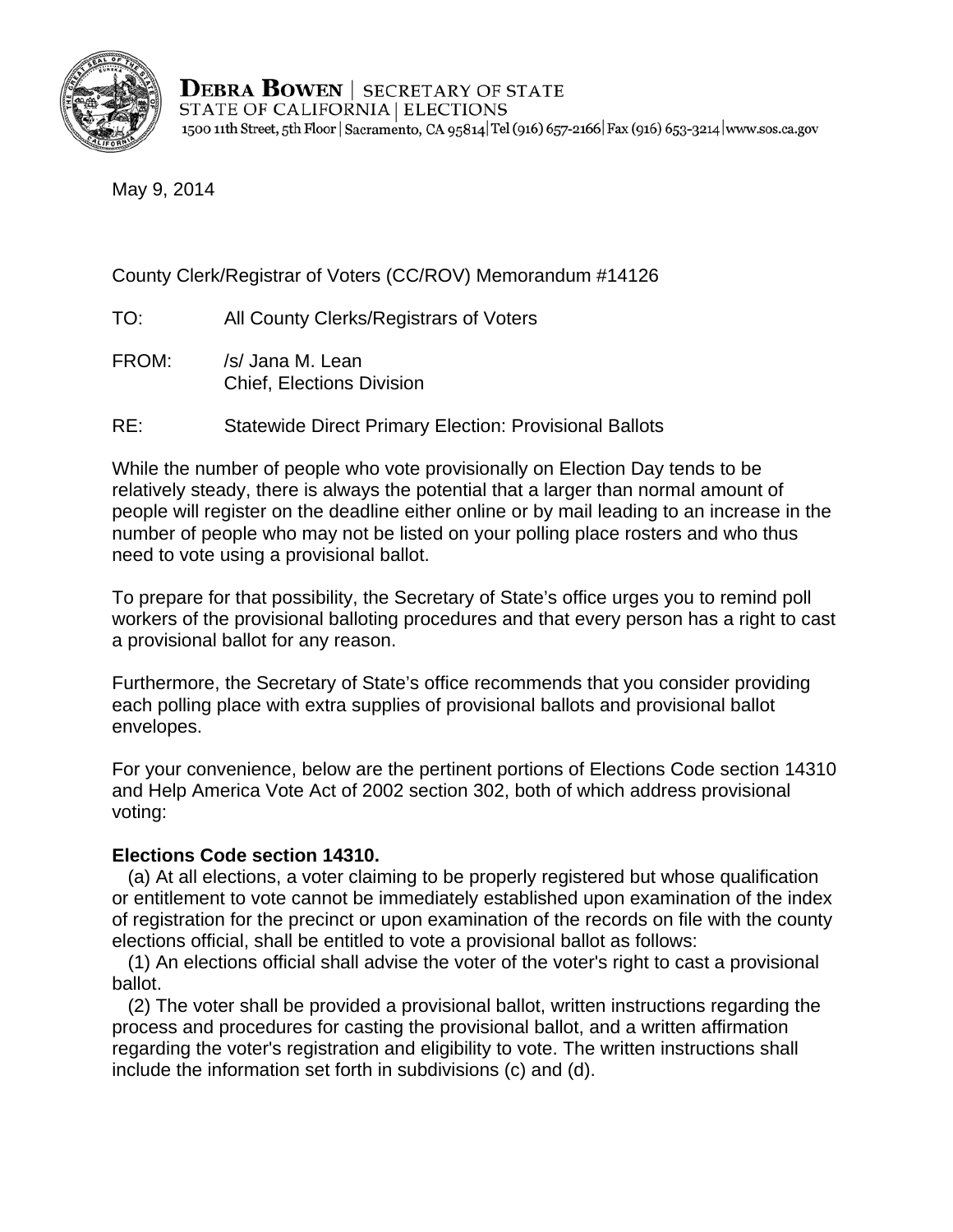**DEBRA BOWEN** | SECRETARY OF STATE
STATE OF CALIFORNIA | ELECTIONS
1500 11th Street, 5th Floor | Sacramento, CA 95814 | Tel (916) 657-2166 | Fax (916) 653-3214 | www.sos.ca.gov

May 9, 2014

County Clerk/Registrar of Voters (CC/ROV) Memorandum #14126

TO: All County Clerks/Registrars of Voters

FROM: /s/ Jana M. Lean
Chief, Elections Division

RE: Statewide Direct Primary Election: Provisional Ballots

While the number of people who vote provisionally on Election Day tends to be relatively steady, there is always the potential that a larger than normal amount of people will register on the deadline either online or by mail leading to an increase in the number of people who may not be listed on your polling place rosters and who thus need to vote using a provisional ballot.

To prepare for that possibility, the Secretary of State's office urges you to remind poll workers of the provisional balloting procedures and that every person has a right to cast a provisional ballot for any reason.

Furthermore, the Secretary of State's office recommends that you consider providing each polling place with extra supplies of provisional ballots and provisional ballot envelopes.

For your convenience, below are the pertinent portions of Elections Code section 14310 and Help America Vote Act of 2002 section 302, both of which address provisional voting:

**Elections Code section 14310.**

(a) At all elections, a voter claiming to be properly registered but whose qualification or entitlement to vote cannot be immediately established upon examination of the index of registration for the precinct or upon examination of the records on file with the county elections official, shall be entitled to vote a provisional ballot as follows:

(1) An elections official shall advise the voter of the voter's right to cast a provisional ballot.

(2) The voter shall be provided a provisional ballot, written instructions regarding the process and procedures for casting the provisional ballot, and a written affirmation regarding the voter's registration and eligibility to vote. The written instructions shall include the information set forth in subdivisions (c) and (d).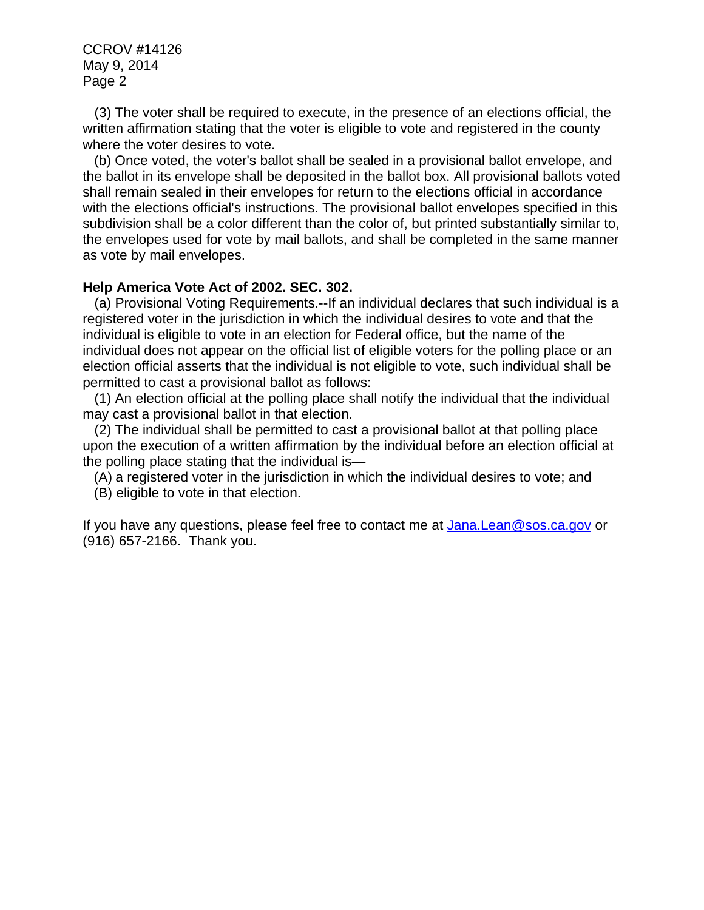(3) The voter shall be required to execute, in the presence of an elections official, the written affirmation stating that the voter is eligible to vote and registered in the county where the voter desires to vote.

(b) Once voted, the voter's ballot shall be sealed in a provisional ballot envelope, and the ballot in its envelope shall be deposited in the ballot box. All provisional ballots voted shall remain sealed in their envelopes for return to the elections official in accordance with the elections official's instructions. The provisional ballot envelopes specified in this subdivision shall be a color different than the color of, but printed substantially similar to, the envelopes used for vote by mail ballots, and shall be completed in the same manner as vote by mail envelopes.

**Help America Vote Act of 2002. SEC. 302.**

(a) Provisional Voting Requirements.--If an individual declares that such individual is a registered voter in the jurisdiction in which the individual desires to vote and that the individual is eligible to vote in an election for Federal office, but the name of the individual does not appear on the official list of eligible voters for the polling place or an election official asserts that the individual is not eligible to vote, such individual shall be permitted to cast a provisional ballot as follows:

(1) An election official at the polling place shall notify the individual that the individual may cast a provisional ballot in that election.

(2) The individual shall be permitted to cast a provisional ballot at that polling place upon the execution of a written affirmation by the individual before an election official at the polling place stating that the individual is—

(A) a registered voter in the jurisdiction in which the individual desires to vote; and

(B) eligible to vote in that election.

If you have any questions, please feel free to contact me at Jana.Lean@sos.ca.gov or (916) 657-2166. Thank you.